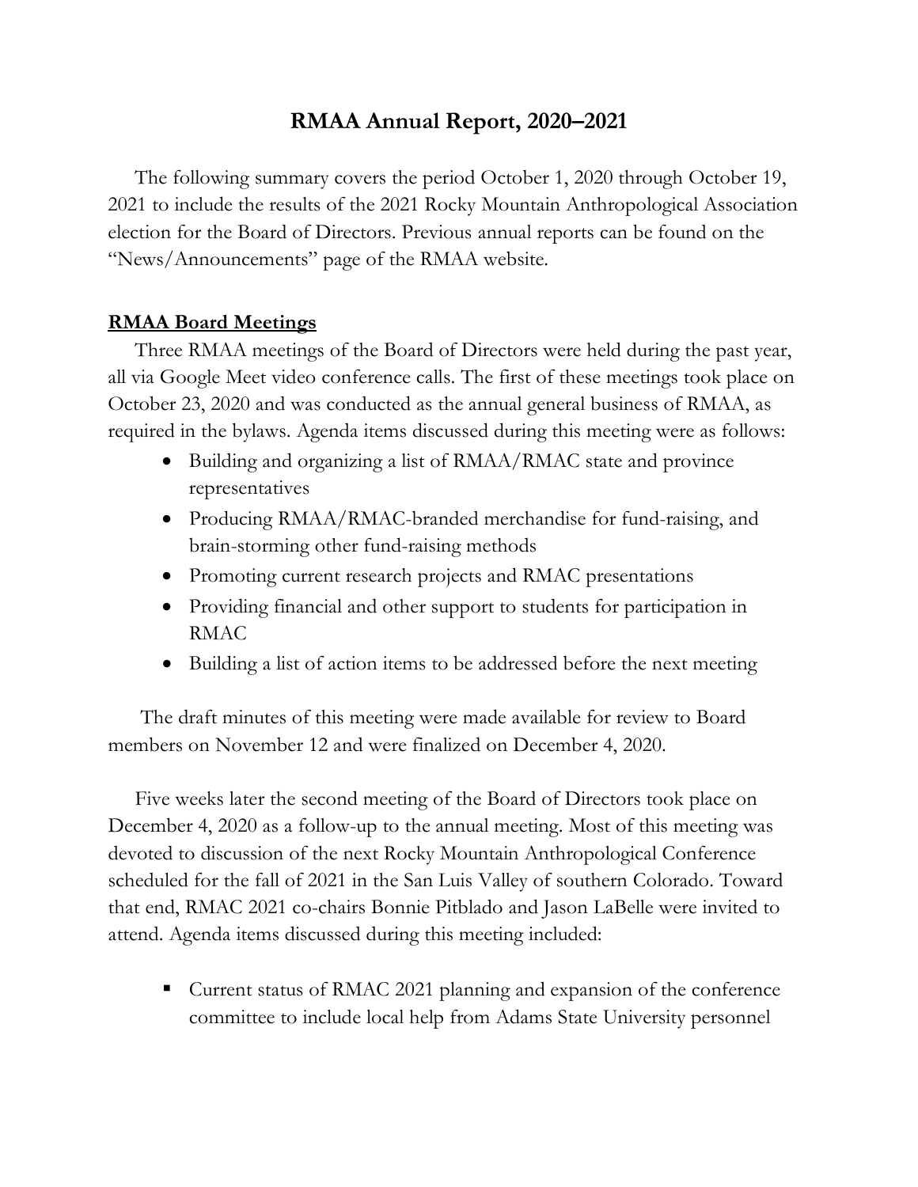# RMAA Annual Report, 2020–2021

The following summary covers the period October 1, 2020 through October 19, 2021 to include the results of the 2021 Rocky Mountain Anthropological Association election for the Board of Directors. Previous annual reports can be found on the "News/Announcements" page of the RMAA website.

## **RMAA Board Meetings**

Three RMAA meetings of the Board of Directors were held during the past year, all via Google Meet video conference calls. The first of these meetings took place on October 23, 2020 and was conducted as the annual general business of RMAA, as required in the bylaws. Agenda items discussed during this meeting were as follows:

- Building and organizing a list of RMAA/RMAC state and province representatives
- Producing RMAA/RMAC-branded merchandise for fund-raising, and brain-storming other fund-raising methods
- Promoting current research projects and RMAC presentations
- Providing financial and other support to students for participation in RMAC
- Building a list of action items to be addressed before the next meeting

The draft minutes of this meeting were made available for review to Board members on November 12 and were finalized on December 4, 2020.

Five weeks later the second meeting of the Board of Directors took place on December 4, 2020 as a follow-up to the annual meeting. Most of this meeting was devoted to discussion of the next Rocky Mountain Anthropological Conference scheduled for the fall of 2021 in the San Luis Valley of southern Colorado. Toward that end, RMAC 2021 co-chairs Bonnie Pitblado and Jason LaBelle were invited to attend. Agenda items discussed during this meeting included:

- Current status of RMAC 2021 planning and expansion of the conference committee to include local help from Adams State University personnel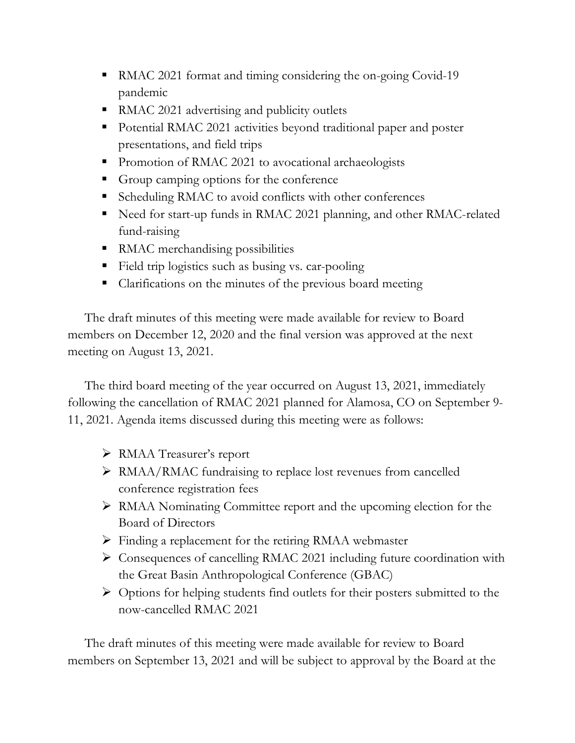- RMAC 2021 format and timing considering the on-going Covid-19 pandemic
- RMAC 2021 advertising and publicity outlets
- Potential RMAC 2021 activities beyond traditional paper and poster presentations, and field trips
- Promotion of RMAC 2021 to avocational archaeologists
- Group camping options for the conference
- Scheduling RMAC to avoid conflicts with other conferences
- Need for start-up funds in RMAC 2021 planning, and other RMAC-related fund-raising
- RMAC merchandising possibilities
- Field trip logistics such as busing vs. car-pooling
- Clarifications on the minutes of the previous board meeting

The draft minutes of this meeting were made available for review to Board members on December 12, 2020 and the final version was approved at the next meeting on August 13, 2021.

The third board meeting of the year occurred on August 13, 2021, immediately following the cancellation of RMAC 2021 planned for Alamosa, CO on September 9-11, 2021. Agenda items discussed during this meeting were as follows:

- RMAA Treasurer's report
- RMAA/RMAC fundraising to replace lost revenues from cancelled conference registration fees
- RMAA Nominating Committee report and the upcoming election for the Board of Directors
- Finding a replacement for the retiring RMAA webmaster
- Consequences of cancelling RMAC 2021 including future coordination with the Great Basin Anthropological Conference (GBAC)
- Options for helping students find outlets for their posters submitted to the now-cancelled RMAC 2021

The draft minutes of this meeting were made available for review to Board members on September 13, 2021 and will be subject to approval by the Board at the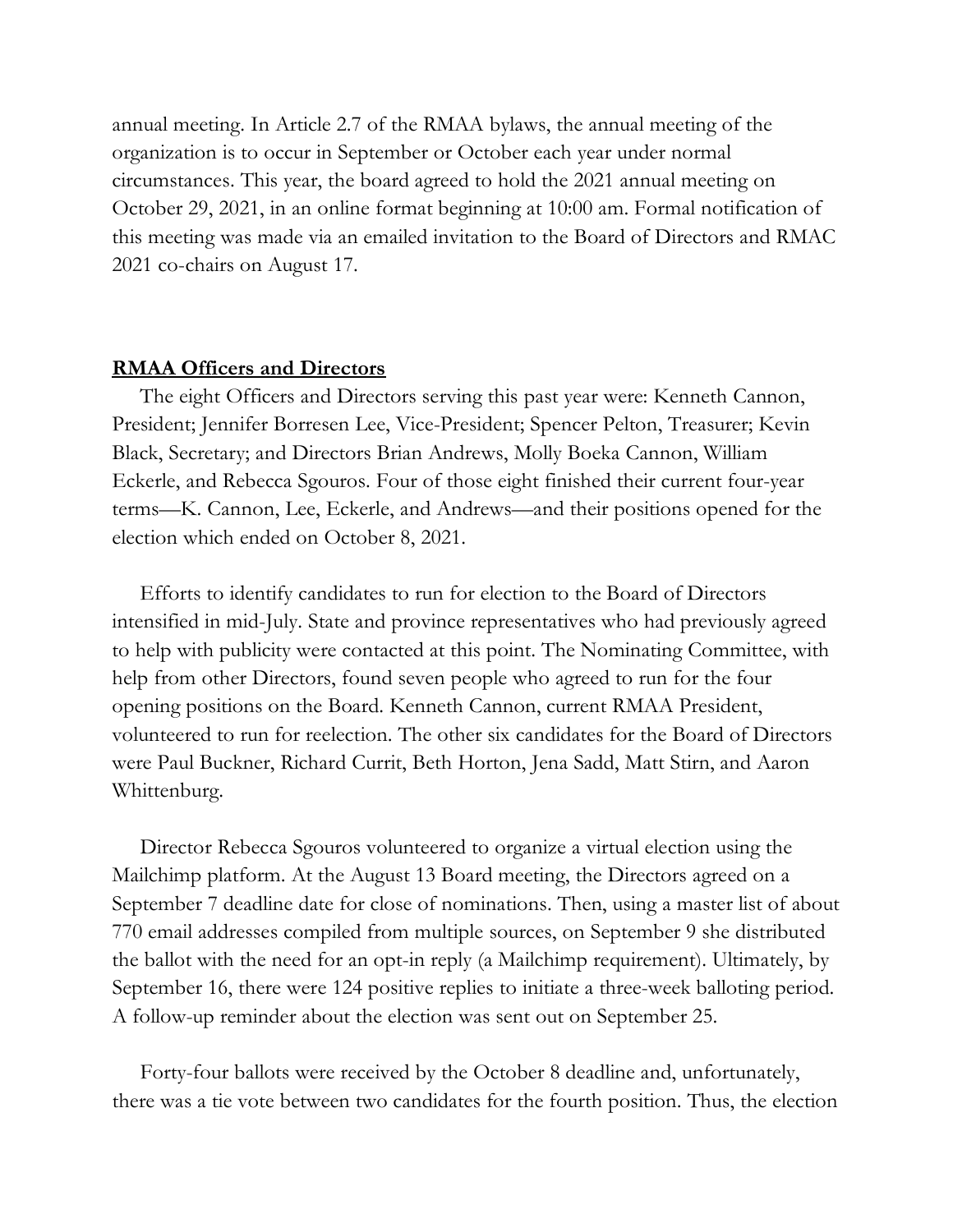annual meeting. In Article 2.7 of the RMAA bylaws, the annual meeting of the organization is to occur in September or October each year under normal circumstances. This year, the board agreed to hold the 2021 annual meeting on October 29, 2021, in an online format beginning at 10:00 am. Formal notification of this meeting was made via an emailed invitation to the Board of Directors and RMAC 2021 co-chairs on August 17.

## **RMAA Officers and Directors**

The eight Officers and Directors serving this past year were: Kenneth Cannon, President; Jennifer Borresen Lee, Vice-President; Spencer Pelton, Treasurer; Kevin Black, Secretary; and Directors Brian Andrews, Molly Boeka Cannon, William Eckerle, and Rebecca Sgouros. Four of those eight finished their current four-year terms—K. Cannon, Lee, Eckerle, and Andrews—and their positions opened for the election which ended on October 8, 2021.

Efforts to identify candidates to run for election to the Board of Directors intensified in mid-July. State and province representatives who had previously agreed to help with publicity were contacted at this point. The Nominating Committee, with help from other Directors, found seven people who agreed to run for the four opening positions on the Board. Kenneth Cannon, current RMAA President, volunteered to run for reelection. The other six candidates for the Board of Directors were Paul Buckner, Richard Currit, Beth Horton, Jena Sadd, Matt Stirn, and Aaron Whittenburg.

Director Rebecca Sgouros volunteered to organize a virtual election using the Mailchimp platform. At the August 13 Board meeting, the Directors agreed on a September 7 deadline date for close of nominations. Then, using a master list of about 770 email addresses compiled from multiple sources, on September 9 she distributed the ballot with the need for an opt-in reply (a Mailchimp requirement). Ultimately, by September 16, there were 124 positive replies to initiate a three-week balloting period. A follow-up reminder about the election was sent out on September 25.

Forty-four ballots were received by the October 8 deadline and, unfortunately, there was a tie vote between two candidates for the fourth position. Thus, the election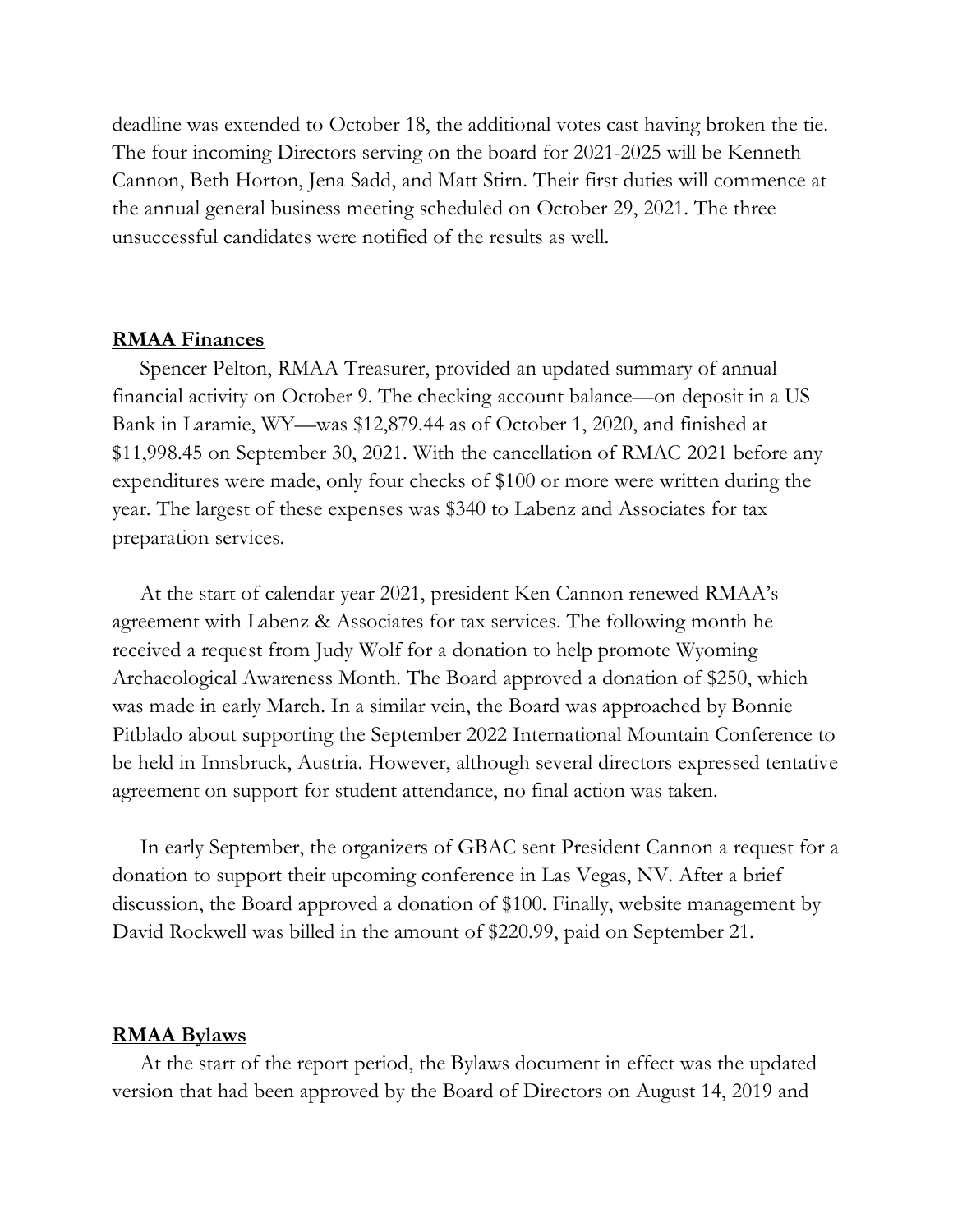deadline was extended to October 18, the additional votes cast having broken the tie. The four incoming Directors serving on the board for 2021-2025 will be Kenneth Cannon, Beth Horton, Jena Sadd, and Matt Stirn. Their first duties will commence at the annual general business meeting scheduled on October 29, 2021. The three unsuccessful candidates were notified of the results as well.

**RMAA Finances**

Spencer Pelton, RMAA Treasurer, provided an updated summary of annual financial activity on October 9. The checking account balance—on deposit in a US Bank in Laramie, WY—was $12,879.44 as of October 1, 2020, and finished at $11,998.45 on September 30, 2021. With the cancellation of RMAC 2021 before any expenditures were made, only four checks of $100 or more were written during the year. The largest of these expenses was $340 to Labenz and Associates for tax preparation services.

At the start of calendar year 2021, president Ken Cannon renewed RMAA's agreement with Labenz & Associates for tax services. The following month he received a request from Judy Wolf for a donation to help promote Wyoming Archaeological Awareness Month. The Board approved a donation of $250, which was made in early March. In a similar vein, the Board was approached by Bonnie Pitblado about supporting the September 2022 International Mountain Conference to be held in Innsbruck, Austria. However, although several directors expressed tentative agreement on support for student attendance, no final action was taken.

In early September, the organizers of GBAC sent President Cannon a request for a donation to support their upcoming conference in Las Vegas, NV. After a brief discussion, the Board approved a donation of $100. Finally, website management by David Rockwell was billed in the amount of $220.99, paid on September 21.

**RMAA Bylaws**

At the start of the report period, the Bylaws document in effect was the updated version that had been approved by the Board of Directors on August 14, 2019 and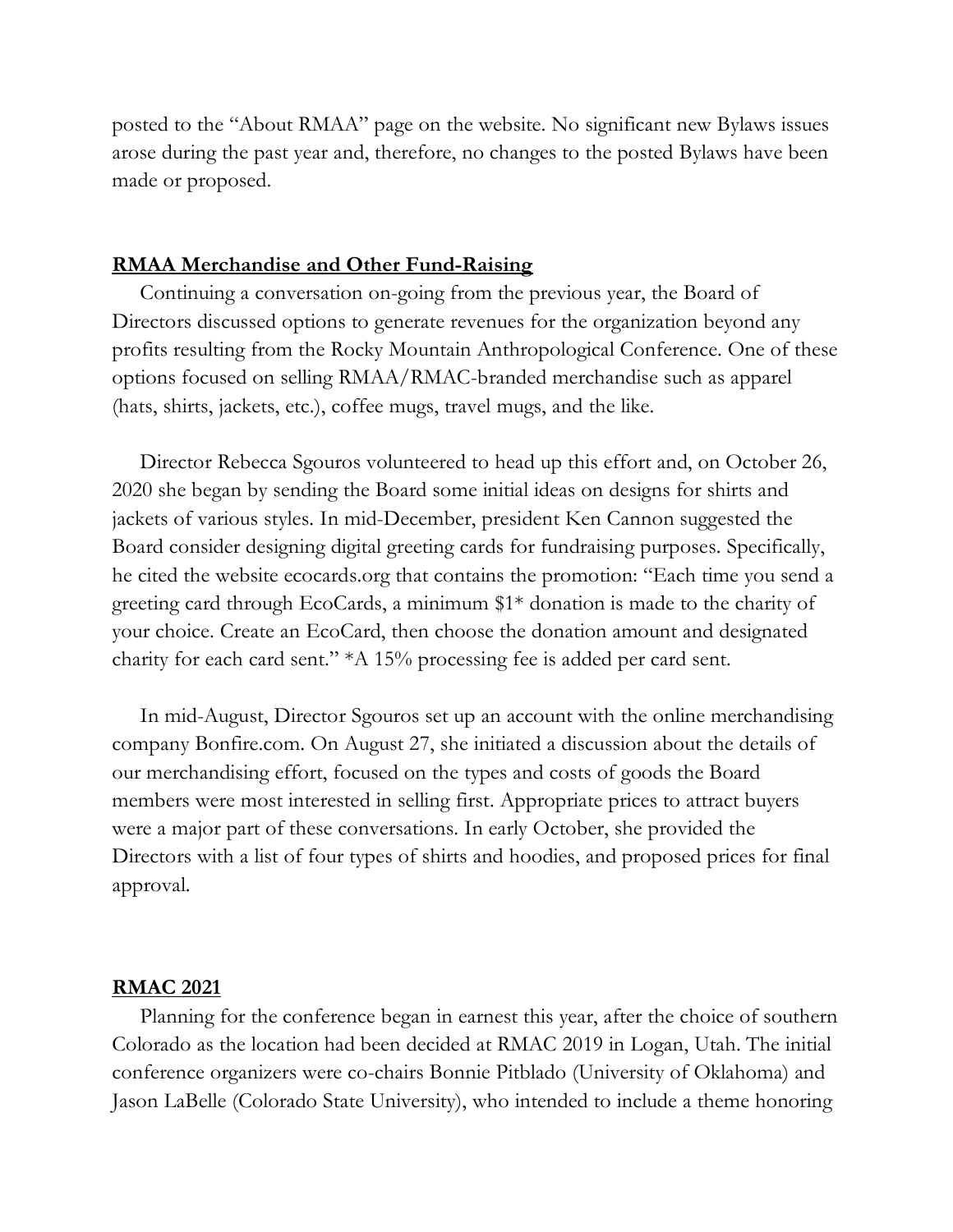posted to the "About RMAA" page on the website. No significant new Bylaws issues arose during the past year and, therefore, no changes to the posted Bylaws have been made or proposed.

## RMAA Merchandise and Other Fund-Raising

Continuing a conversation on-going from the previous year, the Board of Directors discussed options to generate revenues for the organization beyond any profits resulting from the Rocky Mountain Anthropological Conference. One of these options focused on selling RMAA/RMAC-branded merchandise such as apparel (hats, shirts, jackets, etc.), coffee mugs, travel mugs, and the like.

Director Rebecca Sgouros volunteered to head up this effort and, on October 26, 2020 she began by sending the Board some initial ideas on designs for shirts and jackets of various styles. In mid-December, president Ken Cannon suggested the Board consider designing digital greeting cards for fundraising purposes. Specifically, he cited the website ecocards.org that contains the promotion: "Each time you send a greeting card through EcoCards, a minimum $1* donation is made to the charity of your choice. Create an EcoCard, then choose the donation amount and designated charity for each card sent." *A 15% processing fee is added per card sent.

In mid-August, Director Sgouros set up an account with the online merchandising company Bonfire.com. On August 27, she initiated a discussion about the details of our merchandising effort, focused on the types and costs of goods the Board members were most interested in selling first. Appropriate prices to attract buyers were a major part of these conversations. In early October, she provided the Directors with a list of four types of shirts and hoodies, and proposed prices for final approval.

## RMAC 2021

Planning for the conference began in earnest this year, after the choice of southern Colorado as the location had been decided at RMAC 2019 in Logan, Utah. The initial conference organizers were co-chairs Bonnie Pitblado (University of Oklahoma) and Jason LaBelle (Colorado State University), who intended to include a theme honoring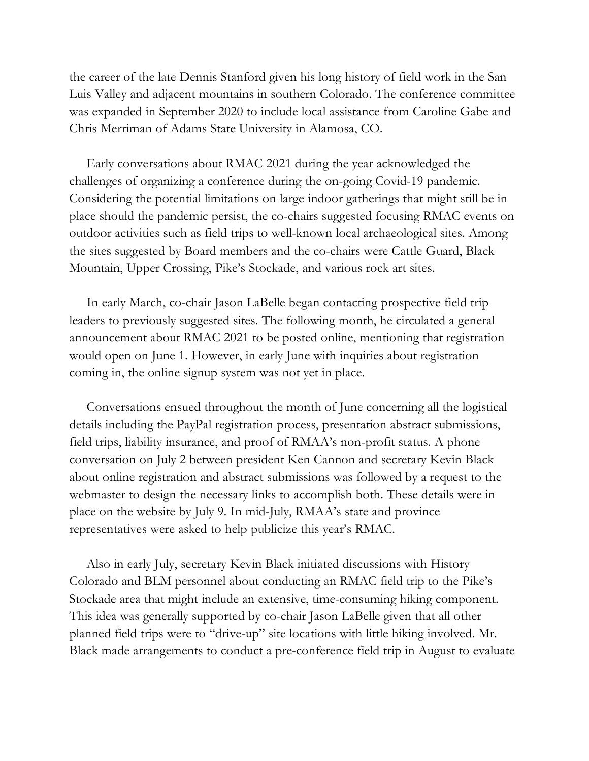the career of the late Dennis Stanford given his long history of field work in the San Luis Valley and adjacent mountains in southern Colorado. The conference committee was expanded in September 2020 to include local assistance from Caroline Gabe and Chris Merriman of Adams State University in Alamosa, CO.

Early conversations about RMAC 2021 during the year acknowledged the challenges of organizing a conference during the on-going Covid-19 pandemic. Considering the potential limitations on large indoor gatherings that might still be in place should the pandemic persist, the co-chairs suggested focusing RMAC events on outdoor activities such as field trips to well-known local archaeological sites. Among the sites suggested by Board members and the co-chairs were Cattle Guard, Black Mountain, Upper Crossing, Pike's Stockade, and various rock art sites.

In early March, co-chair Jason LaBelle began contacting prospective field trip leaders to previously suggested sites. The following month, he circulated a general announcement about RMAC 2021 to be posted online, mentioning that registration would open on June 1. However, in early June with inquiries about registration coming in, the online signup system was not yet in place.

Conversations ensued throughout the month of June concerning all the logistical details including the PayPal registration process, presentation abstract submissions, field trips, liability insurance, and proof of RMAA's non-profit status. A phone conversation on July 2 between president Ken Cannon and secretary Kevin Black about online registration and abstract submissions was followed by a request to the webmaster to design the necessary links to accomplish both. These details were in place on the website by July 9. In mid-July, RMAA's state and province representatives were asked to help publicize this year's RMAC.

Also in early July, secretary Kevin Black initiated discussions with History Colorado and BLM personnel about conducting an RMAC field trip to the Pike's Stockade area that might include an extensive, time-consuming hiking component. This idea was generally supported by co-chair Jason LaBelle given that all other planned field trips were to "drive-up" site locations with little hiking involved. Mr. Black made arrangements to conduct a pre-conference field trip in August to evaluate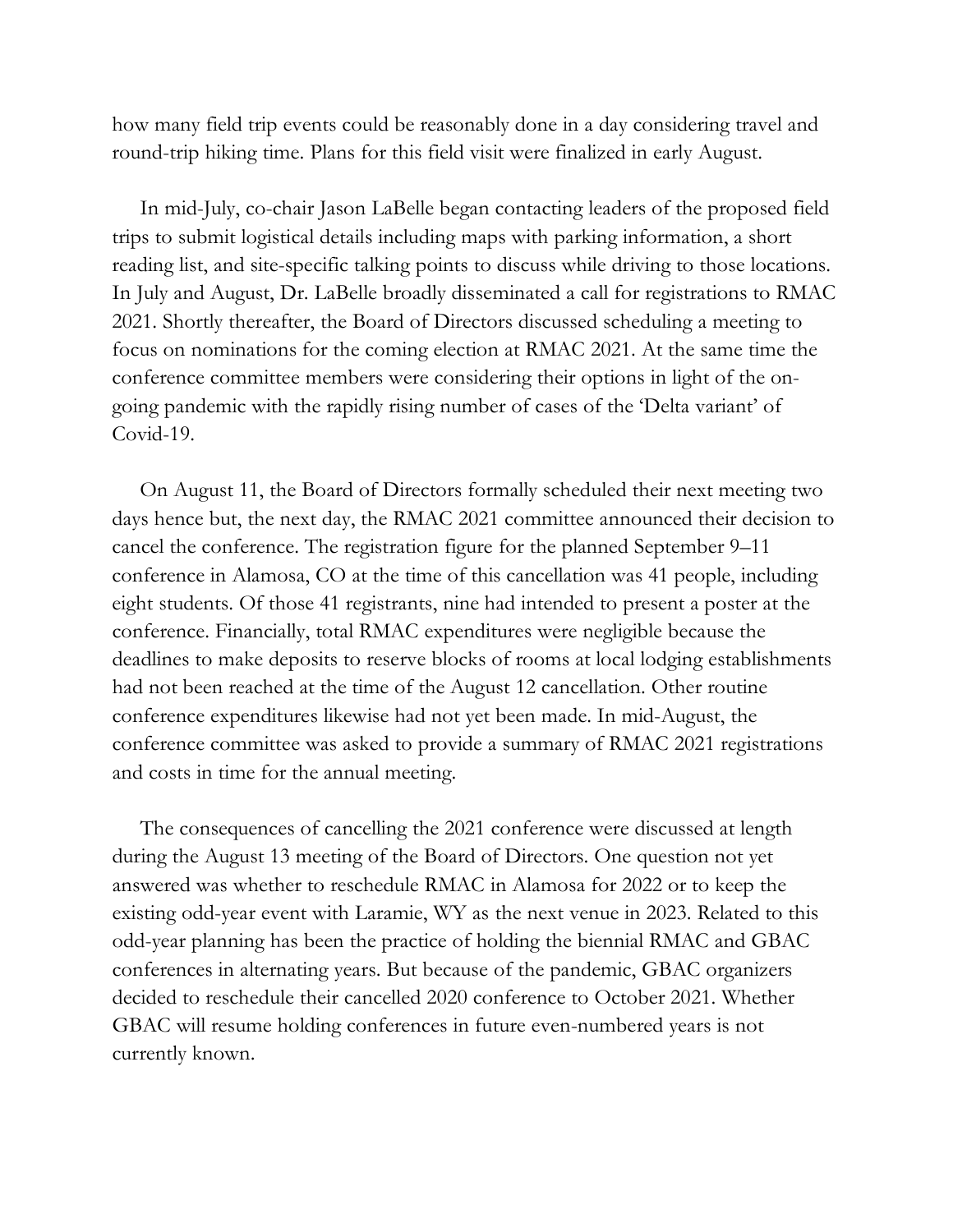how many field trip events could be reasonably done in a day considering travel and round-trip hiking time. Plans for this field visit were finalized in early August.

In mid-July, co-chair Jason LaBelle began contacting leaders of the proposed field trips to submit logistical details including maps with parking information, a short reading list, and site-specific talking points to discuss while driving to those locations. In July and August, Dr. LaBelle broadly disseminated a call for registrations to RMAC 2021. Shortly thereafter, the Board of Directors discussed scheduling a meeting to focus on nominations for the coming election at RMAC 2021. At the same time the conference committee members were considering their options in light of the on-going pandemic with the rapidly rising number of cases of the 'Delta variant' of Covid-19.

On August 11, the Board of Directors formally scheduled their next meeting two days hence but, the next day, the RMAC 2021 committee announced their decision to cancel the conference. The registration figure for the planned September 9–11 conference in Alamosa, CO at the time of this cancellation was 41 people, including eight students. Of those 41 registrants, nine had intended to present a poster at the conference. Financially, total RMAC expenditures were negligible because the deadlines to make deposits to reserve blocks of rooms at local lodging establishments had not been reached at the time of the August 12 cancellation. Other routine conference expenditures likewise had not yet been made. In mid-August, the conference committee was asked to provide a summary of RMAC 2021 registrations and costs in time for the annual meeting.

The consequences of cancelling the 2021 conference were discussed at length during the August 13 meeting of the Board of Directors. One question not yet answered was whether to reschedule RMAC in Alamosa for 2022 or to keep the existing odd-year event with Laramie, WY as the next venue in 2023. Related to this odd-year planning has been the practice of holding the biennial RMAC and GBAC conferences in alternating years. But because of the pandemic, GBAC organizers decided to reschedule their cancelled 2020 conference to October 2021. Whether GBAC will resume holding conferences in future even-numbered years is not currently known.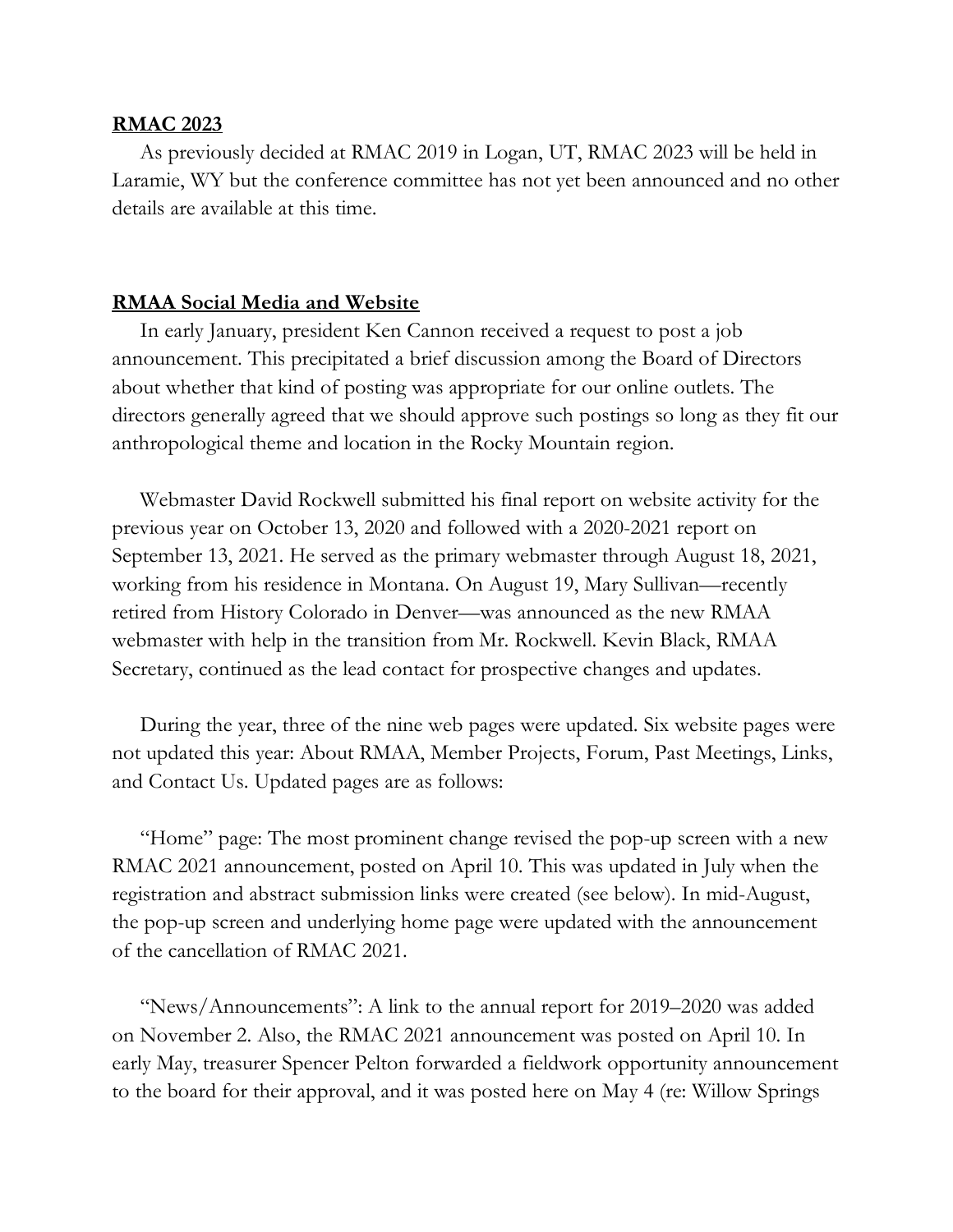## RMAC 2023

As previously decided at RMAC 2019 in Logan, UT, RMAC 2023 will be held in Laramie, WY but the conference committee has not yet been announced and no other details are available at this time.

## RMAA Social Media and Website

In early January, president Ken Cannon received a request to post a job announcement. This precipitated a brief discussion among the Board of Directors about whether that kind of posting was appropriate for our online outlets. The directors generally agreed that we should approve such postings so long as they fit our anthropological theme and location in the Rocky Mountain region.

Webmaster David Rockwell submitted his final report on website activity for the previous year on October 13, 2020 and followed with a 2020-2021 report on September 13, 2021. He served as the primary webmaster through August 18, 2021, working from his residence in Montana. On August 19, Mary Sullivan—recently retired from History Colorado in Denver—was announced as the new RMAA webmaster with help in the transition from Mr. Rockwell. Kevin Black, RMAA Secretary, continued as the lead contact for prospective changes and updates.

During the year, three of the nine web pages were updated. Six website pages were not updated this year: About RMAA, Member Projects, Forum, Past Meetings, Links, and Contact Us. Updated pages are as follows:

"Home" page: The most prominent change revised the pop-up screen with a new RMAC 2021 announcement, posted on April 10. This was updated in July when the registration and abstract submission links were created (see below). In mid-August, the pop-up screen and underlying home page were updated with the announcement of the cancellation of RMAC 2021.

"News/Announcements": A link to the annual report for 2019–2020 was added on November 2. Also, the RMAC 2021 announcement was posted on April 10. In early May, treasurer Spencer Pelton forwarded a fieldwork opportunity announcement to the board for their approval, and it was posted here on May 4 (re: Willow Springs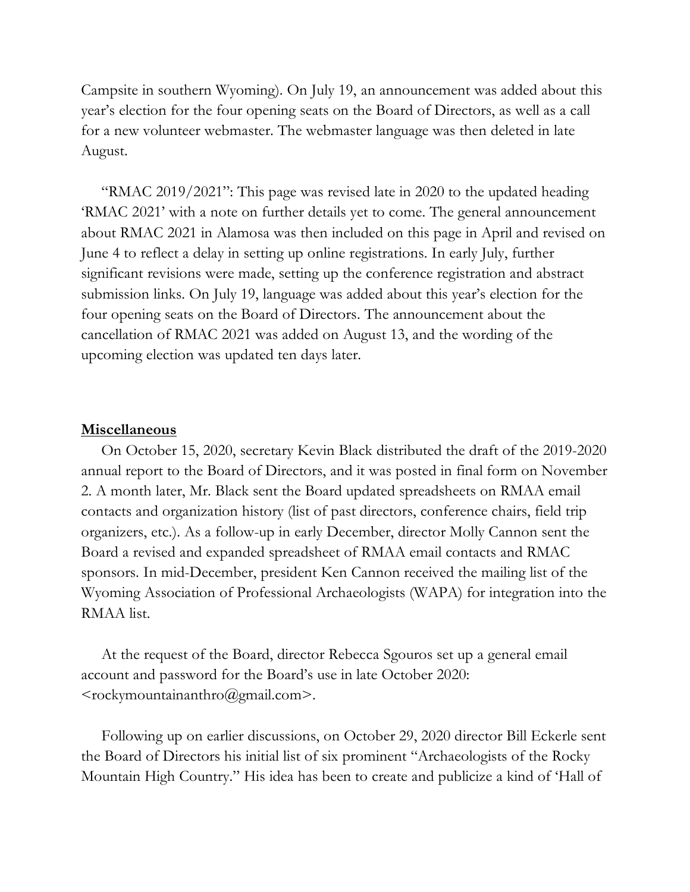Campsite in southern Wyoming). On July 19, an announcement was added about this year's election for the four opening seats on the Board of Directors, as well as a call for a new volunteer webmaster. The webmaster language was then deleted in late August.

"RMAC 2019/2021": This page was revised late in 2020 to the updated heading 'RMAC 2021' with a note on further details yet to come. The general announcement about RMAC 2021 in Alamosa was then included on this page in April and revised on June 4 to reflect a delay in setting up online registrations. In early July, further significant revisions were made, setting up the conference registration and abstract submission links. On July 19, language was added about this year's election for the four opening seats on the Board of Directors. The announcement about the cancellation of RMAC 2021 was added on August 13, and the wording of the upcoming election was updated ten days later.

**Miscellaneous**

On October 15, 2020, secretary Kevin Black distributed the draft of the 2019-2020 annual report to the Board of Directors, and it was posted in final form on November 2. A month later, Mr. Black sent the Board updated spreadsheets on RMAA email contacts and organization history (list of past directors, conference chairs, field trip organizers, etc.). As a follow-up in early December, director Molly Cannon sent the Board a revised and expanded spreadsheet of RMAA email contacts and RMAC sponsors. In mid-December, president Ken Cannon received the mailing list of the Wyoming Association of Professional Archaeologists (WAPA) for integration into the RMAA list.

At the request of the Board, director Rebecca Sgouros set up a general email account and password for the Board's use in late October 2020: <rockymountainanthro@gmail.com>.

Following up on earlier discussions, on October 29, 2020 director Bill Eckerle sent the Board of Directors his initial list of six prominent "Archaeologists of the Rocky Mountain High Country." His idea has been to create and publicize a kind of 'Hall of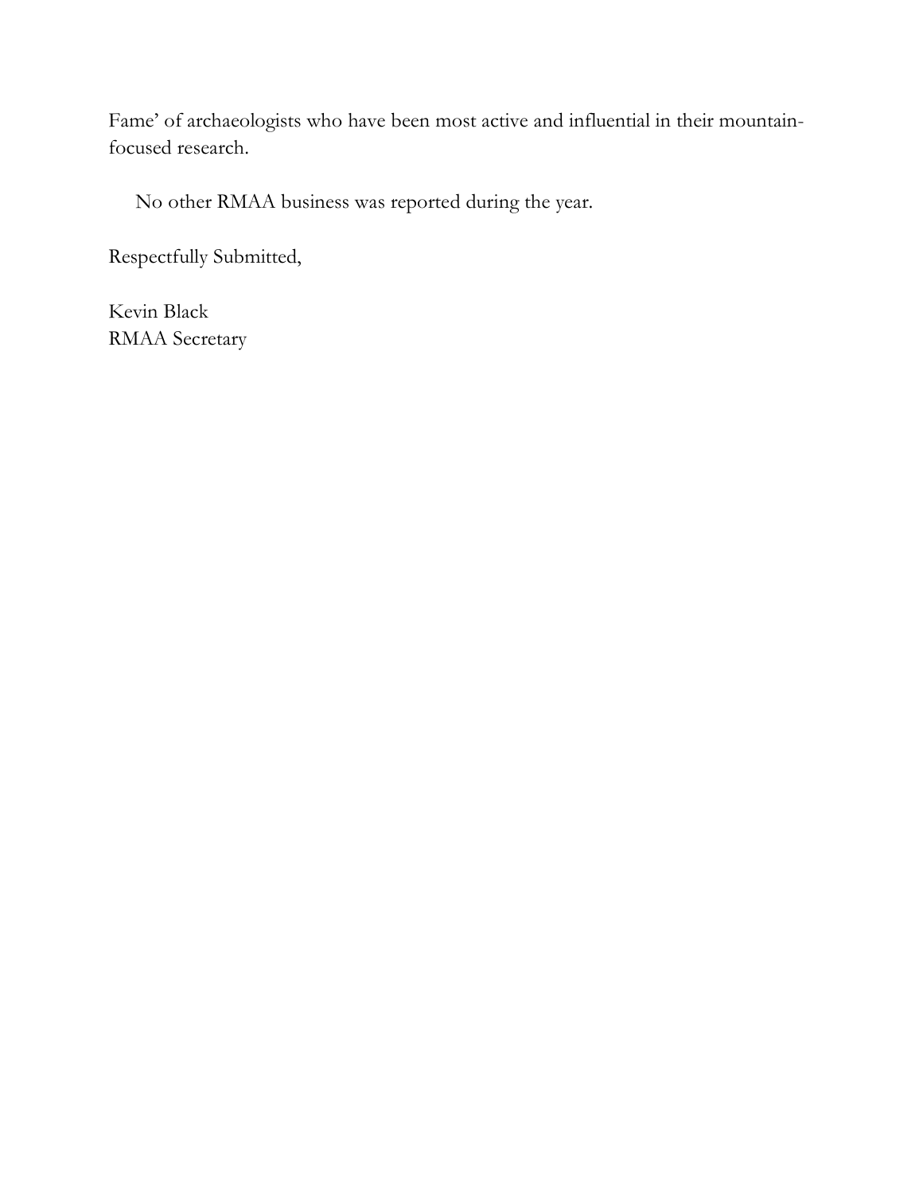Fame' of archaeologists who have been most active and influential in their mountain-focused research.

No other RMAA business was reported during the year.

Respectfully Submitted,

Kevin Black
RMAA Secretary